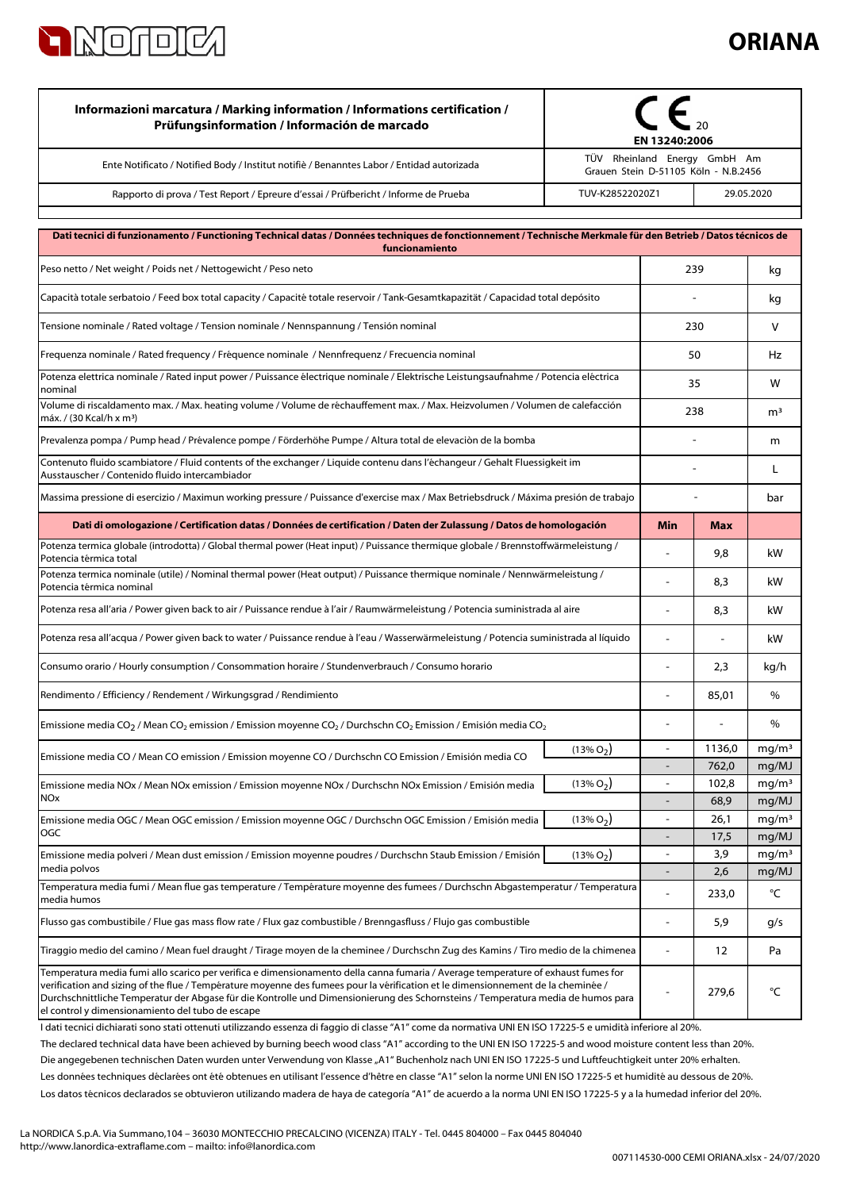# ORIANA

| Informazioni marcatura / Marking information / Informations certification / Prüfungsinformation / Información de marcado | CE 20 EN 13240:2006 | |
|---|---|---|
| Ente Notificato / Notified Body / Institut notifiè / Benanntes Labor / Entidad autorizada | TÜV Rheinland Energy GmbH Am Grauen Stein D-51105 Köln - N.B.2456 | |
| Rapporto di prova / Test Report / Epreure d'essai / Prüfbericht / Informe de Prueba | TUV-K28522020Z1 | 29.05.2020 |

| Dati tecnici di funzionamento / Functioning Technical datas / Données techniques de fonctionnement / Technische Merkmale für den Betrieb / Datos técnicos de funcionamiento | | | | |
|---|---|---|---|---|
| Peso netto / Net weight / Poids net / Nettogewicht / Peso neto | | 239 | | kg |
| Capacità totale serbatoio / Feed box total capacity / Capacité totale reservoir / Tank-Gesamtkapazität / Capacidad total depósito | | - | | kg |
| Tensione nominale / Rated voltage / Tension nominale / Nennspannung / Tensión nominal | | 230 | | V |
| Frequenza nominale / Rated frequency / Fréquence nominale / Nennfrequenz / Frecuencia nominal | | 50 | | Hz |
| Potenza elettrica nominale / Rated input power / Puissance électrique nominale / Elektrische Leistungsaufnahme / Potencia eléctrica nominal | | 35 | | W |
| Volume di riscaldamento max. / Max. heating volume / Volume de réchauffement max. / Max. Heizvolumen / Volumen de calefacción máx. / (30 Kcal/h x m³) | | 238 | | m³ |
| Prevalenza pompa / Pump head / Prévalence pompe / Förderhöhe Pumpe / Altura total de elevaciòn de la bomba | | - | | m |
| Contenuto fluido scambiatore / Fluid contents of the exchanger / Liquide contenu dans l'échangeur / Gehalt Fluessigkeit im Ausstauscher / Contenido fluido intercambiador | | - | | L |
| Massima pressione de esercizio / Maximun working pressure / Puissance d'exercise max / Max Betriebsdruck / Máxima presión de trabajo | | - | | bar |
| **Dati di omologazione / Certification datas / Données de certification / Daten der Zulassung / Datos de homologación** | | **Min** | **Max** | |
| Potenza termica globale (introdotta) / Global thermal power (Heat input) / Puissance thermique globale / Brennstoffwärmeleistung / Potencia térmica total | | - | 9,8 | kW |
| Potenza termica nominale (utile) / Nominal thermal power (Heat output) / Puissance thermique nominale / Nennwärmeleistung / Potencia térmica nominal | | - | 8,3 | kW |
| Potenza resa all'aria / Power given back to air / Puissance rendue à l'air / Raumwärmeleistung / Potencia suministrada al aire | | - | 8,3 | kW |
| Potenza resa all'acqua / Power given back to water / Puissance rendue à l'eau / Wasserwärmeleistung / Potencia suministrada al líquido | | - | - | kW |
| Consumo orario / Hourly consumption / Consommation horaire / Stundenverbrauch / Consumo horario | | - | 2,3 | kg/h |
| Rendimento / Efficiency / Rendement / Wirkungsgrad / Rendimiento | | - | 85,01 | % |
| Emissione media $CO_2$ / Mean $CO_2$ emission / Emission moyenne $CO_2$ / Durchschn $CO_2$ Emission / Emisión media $CO_2$ | | - | - | % |
| Emissione media CO / Mean CO emission / Emission moyenne CO / Durchschn CO Emission / Emisión media CO | (13% $O_2$) | - | 1136,0 | mg/m³ |
| | | - | 762,0 | mg/MJ |
| Emissione media NOx / Mean NOx emission / Emission moyenne NOx / Durchschn NOx Emission / Emisión media NOx | (13% $O_2$) | - | 102,8 | mg/m³ |
| | | - | 68,9 | mg/MJ |
| Emissione media OGC / Mean OGC emission / Emission moyenne OGC / Durchschn OGC Emission / Emisión media OGC | (13% $O_2$) | - | 26,1 | mg/m³ |
| | | - | 17,5 | mg/MJ |
| Emissione media polveri / Mean dust emission / Emission moyenne poudres / Durchschn Staub Emission / Emisión media polvos | (13% $O_2$) | - | 3,9 | mg/m³ |
| | | - | 2,6 | mg/MJ |
| Temperatura media fumi / Mean flue gas temperature / Température moyenne des fumees / Durchschn Abgastemperatur / Temperatura media humos | | - | 233,0 | °C |
| Flusso gas combustibile / Flue gas mass flow rate / Flux gaz combustible / Brenngasfluss / Flujo gas combustible | | - | 5,9 | g/s |
| Tiraggio medio del camino / Mean fuel draught / Tirage moyen de la cheminee / Durchschn Zug des Kamins / Tiro medio de la chimenea | | - | 12 | Pa |
| Temperatura media fumi allo scarico per verifica e dimensionamento della canna fumaria / Average temperature of exhaust fumes for verification and sizing of the flue / Température moyenne des fumees pour la vèrification et le dimensionnement de la cheminée / Durchschnittliche Temperatur der Abgase für die Kontrolle und Dimensionierung des Schornsteins / Temperatura media de humos para el control y dimensionamiento del tubo de escape | | - | 279,6 | °C |

I dati tecnici dichiarati sono stati ottenuti utilizzando essenza di faggio di classe "A1" come da normativa UNI EN ISO 17225-5 e umidità inferiore al 20%.

The declared technical data have been achieved by burning beech wood class "A1" according to the UNI EN ISO 17225-5 and wood moisture content less than 20%.

Die angegebenen technischen Daten wurden unter Verwendung von Klasse „A1" Buchenholz nach UNI EN ISO 17225-5 und Luftfeuchtigkeit unter 20% erhalten.

Les données techniques déclarées ont été obtenues en utilisant l'essence d'hêtre en classe "A1" selon la norme UNI EN ISO 17225-5 et humidité au dessous de 20%.

Los datos técnicos declarados se obtuvieron utilizando madera de haya de categoría "A1" de acuerdo a la norma UNI EN ISO 17225-5 y a la humedad inferior del 20%.

La NORDICA S.p.A. Via Summano,104 – 36030 MONTECCHIO PRECALCINO (VICENZA) ITALY - Tel. 0445 804000 – Fax 0445 804040
http://www.lanordica-extraflame.com – mailto: info@lanordica.com

007114530-000 CEMI ORIANA.xlsx - 24/07/2020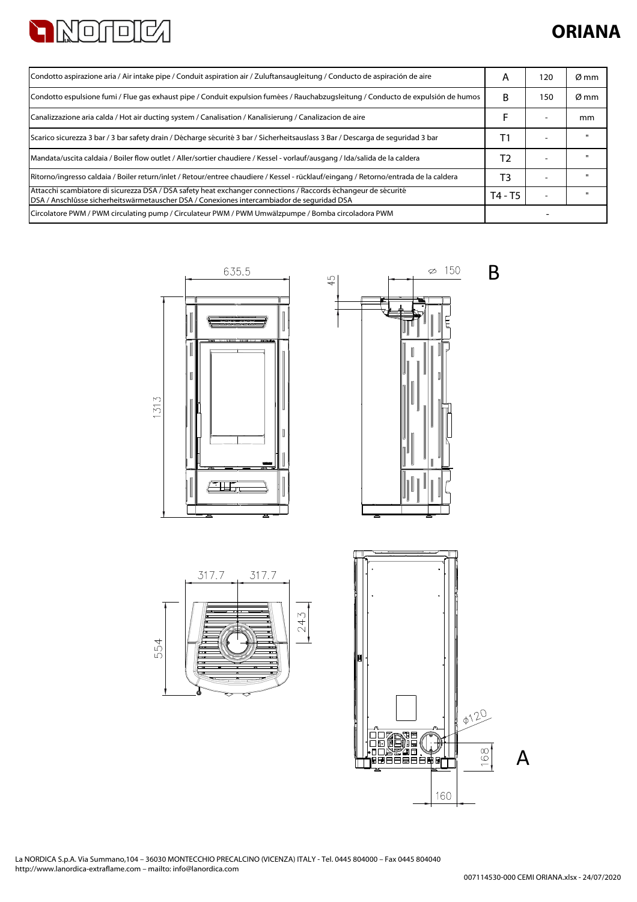# ORIANA

| | | | |
|---|---|---|---|
| Condotto aspirazione aria / Air intake pipe / Conduit aspiration air / Zuluftansaugleitung / Conducto de aspiración de aire | A | 120 | Ø mm |
| Condotto espulsione fumi / Flue gas exhaust pipe / Conduit expulsion fumées / Rauchabzugsleitung / Conducto de expulsión de humos | B | 150 | Ø mm |
| Canalizzazione aria calda / Hot air ducting system / Canalisation / Kanalisierung / Canalizacion de aire | F | - | mm |
| Scarico sicurezza 3 bar / 3 bar safety drain / Décharge sécurité 3 bar / Sicherheitsauslass 3 Bar / Descarga de seguridad 3 bar | T1 | - | " |
| Mandata/uscita caldaia / Boiler flow outlet / Aller/sortier chaudiere / Kessel - vorlauf/ausgang / Ida/salida de la caldera | T2 | - | " |
| Ritorno/ingresso caldaia / Boiler return/inlet / Retour/entree chaudiere / Kessel - rücklauf/eingang / Retorno/entrada de la caldera | T3 | - | " |
| Attacchi scambiatore di sicurezza DSA / DSA safety heat exchanger connections / Raccords échangeur de sécurité DSA / Anschlüsse sicherheitswärmetauscher DSA / Conexiones intercambiador de seguridad DSA | T4 - T5 | - | " |
| Circolatore PWM / PWM circulating pump / Circulateur PWM / PWM Umwälzpumpe / Bomba circoladora PWM | | - | |

635.5

1313

45

⌀ 150

B

317.7 317.7

554

243

⌀120

168

160

A

La NORDICA S.p.A. Via Summano,104 – 36030 MONTECCHIO PRECALCINO (VICENZA) ITALY - Tel. 0445 804000 – Fax 0445 804040
http://www.lanordica-extraflame.com – mailto: info@lanordica.com

007114530-000 CEMI ORIANA.xlsx - 24/07/2020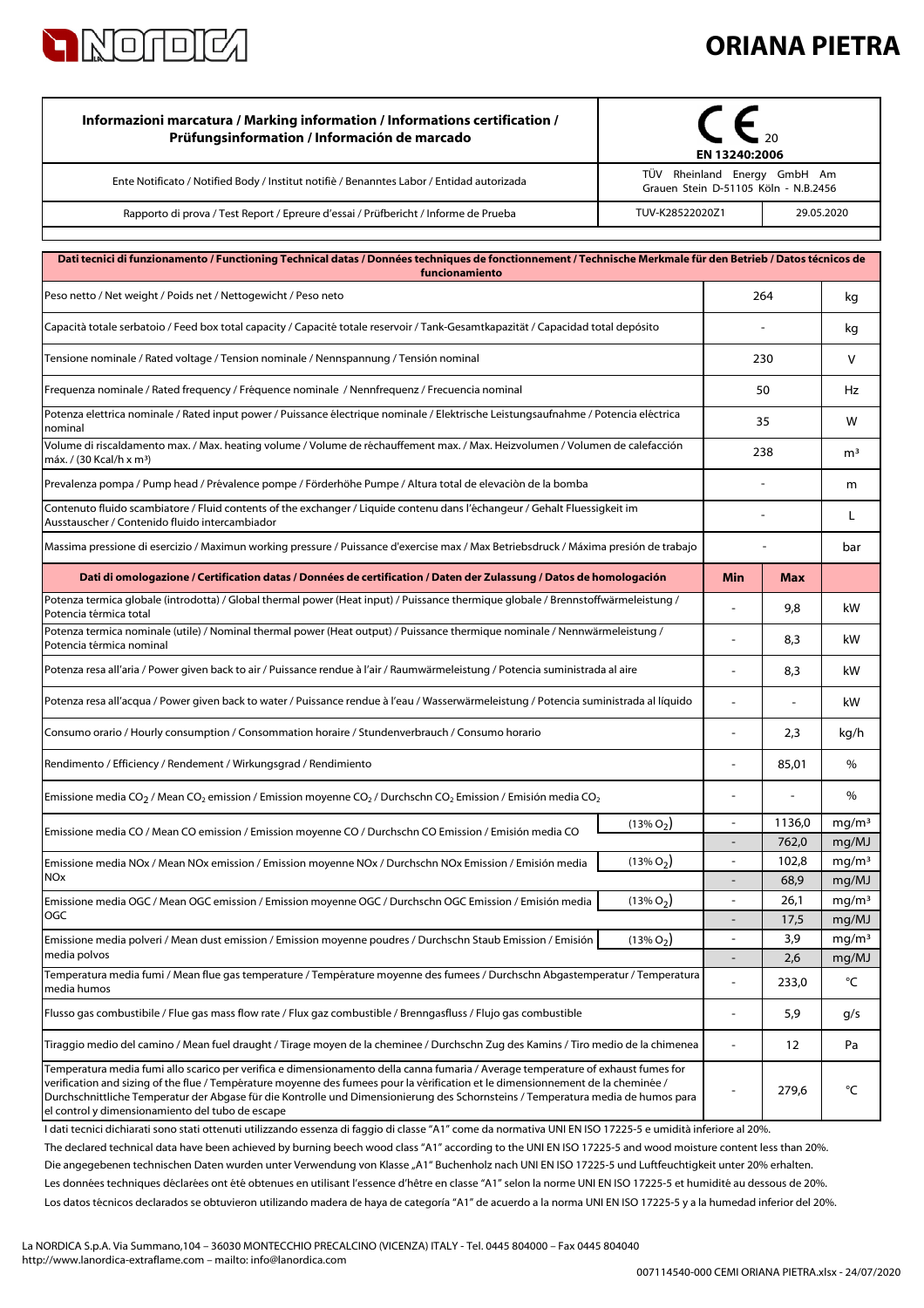# ORIANA PIETRA

| Informazioni marcatura / Marking information / Informations certification / Prüfungsinformation / Información de marcado | CE 20 EN 13240:2006 | |
|---|---|---|
| Ente Notificato / Notified Body / Institut notifiè / Benanntes Labor / Entidad autorizada | TÜV Rheinland Energy GmbH Am Grauen Stein D-51105 Köln - N.B.2456 | |
| Rapporto di prova / Test Report / Epreure d'essai / Prüfbericht / Informe de Prueba | TUV-K28522020Z1 | 29.05.2020 |

| Dati tecnici di funzionamento / Functioning Technical datas / Données techniques de fonctionnement / Technische Merkmale für den Betrieb / Datos técnicos de funcionamiento | | | | |
|---|---|---|---|---|
| Peso netto / Net weight / Poids net / Nettogewicht / Peso neto | | 264 | | kg |
| Capacità totale serbatoio / Feed box total capacity / Capacité totale reservoir / Tank-Gesamtkapazität / Capacidad total depósito | | - | | kg |
| Tensione nominale / Rated voltage / Tension nominale / Nennspannung / Tensión nominal | | 230 | | V |
| Frequenza nominale / Rated frequency / Fréquence nominale / Nennfrequenz / Frecuencia nominal | | 50 | | Hz |
| Potenza elettrica nominale / Rated input power / Puissance électrique nominale / Elektrische Leistungsaufnahme / Potencia eléctrica nominal | | 35 | | W |
| Volume di riscaldamento max. / Max. heating volume / Volume de réchauffement max. / Max. Heizvolumen / Volumen de calefacción máx. / (30 Kcal/h x m³) | | 238 | | m³ |
| Prevalenza pompa / Pump head / Prévalence pompe / Förderhöhe Pumpe / Altura total de elevaciòn de la bomba | | - | | m |
| Contenuto fluido scambiatore / Fluid contents of the exchanger / Liquide contenu dans l'échangeur / Gehalt Fluessigkeit im Ausstauscher / Contenido fluido intercambiador | | - | | L |
| Massima pressione di esercizio / Maximun working pressure / Puissance d'exercise max / Max Betriebsdruck / Máxima presión de trabajo | | - | | bar |
| **Dati di omologazione / Certification datas / Données de certification / Daten der Zulassung / Datos de homologación** | | **Min** | **Max** | |
| Potenza termica globale (introdotta) / Global thermal power (Heat input) / Puissance thermique globale / Brennstoffwärmeleistung / Potencia térmica total | | - | 9,8 | kW |
| Potenza termica nominale (utile) / Nominal thermal power (Heat output) / Puissance thermique nominale / Nennwärmeleistung / Potencia térmica nominal | | - | 8,3 | kW |
| Potenza resa all'aria / Power given back to air / Puissance rendue à l'air / Raumwärmeleistung / Potencia suministrada al aire | | - | 8,3 | kW |
| Potenza resa all'acqua / Power given back to water / Puissance rendue à l'eau / Wasserwärmeleistung / Potencia suministrada al líquido | | - | - | kW |
| Consumo orario / Hourly consumption / Consommation horaire / Stundenverbrauch / Consumo horario | | - | 2,3 | kg/h |
| Rendimento / Efficiency / Rendement / Wirkungsgrad / Rendimiento | | - | 85,01 | % |
| Emissione media $CO_2$ / Mean $CO_2$ emission / Emission moyenne $CO_2$ / Durchschn $CO_2$ Emission / Emisión media $CO_2$ | | - | - | % |
| Emissione media CO / Mean CO emission / Emission moyenne CO / Durchschn CO Emission / Emisión media CO | (13% $O_2$) | - | 1136,0 | mg/m³ |
| | | - | 762,0 | mg/MJ |
| Emissione media NOx / Mean NOx emission / Emission moyenne NOx / Durchschn NOx Emission / Emisión media NOx | (13% $O_2$) | - | 102,8 | mg/m³ |
| | | - | 68,9 | mg/MJ |
| Emissione media OGC / Mean OGC emission / Emission moyenne OGC / Durchschn OGC Emission / Emisión media OGC | (13% $O_2$) | - | 26,1 | mg/m³ |
| | | - | 17,5 | mg/MJ |
| Emissione media polveri / Mean dust emission / Emission moyenne poudres / Durchschn Staub Emission / Emisión media polvos | (13% $O_2$) | - | 3,9 | mg/m³ |
| | | - | 2,6 | mg/MJ |
| Temperatura media fumi / Mean flue gas temperature / Température moyenne des fumees / Durchschn Abgastemperatur / Temperatura media humos | | - | 233,0 | °C |
| Flusso gas combustibile / Flue gas mass flow rate / Flux gaz combustible / Brenngasfluss / Flujo gas combustible | | - | 5,9 | g/s |
| Tiraggio medio del camino / Mean fuel draught / Tirage moyen de la cheminee / Durchschn Zug des Kamins / Tiro medio de la chimenea | | - | 12 | Pa |
| Temperatura media fumi allo scarico per verifica e dimensionamento della canna fumaria / Average temperature of exhaust fumes for verification and sizing of the flue / Température moyenne des fumees pour la vérification et le dimensionnement de la cheminée / Durchschnittliche Temperatur der Abgase für die Kontrolle und Dimensionierung des Schornsteins / Temperatura media de humos para el control y dimensionamiento del tubo de escape | | - | 279,6 | °C |

I dati tecnici dichiarati sono stati ottenuti utilizzando essenza di faggio di classe "A1" come da normativa UNI EN ISO 17225-5 e umidità inferiore al 20%.

The declared technical data have been achieved by burning beech wood class "A1" according to the UNI EN ISO 17225-5 and wood moisture content less than 20%.

Die angegebenen technischen Daten wurden unter Verwendung von Klasse „A1" Buchenholz nach UNI EN ISO 17225-5 und Luftfeuchtigkeit unter 20% erhalten.

Les données techniques déclarées ont été obtenues en utilisant l'essence d'hêtre en classe "A1" selon la norme UNI EN ISO 17225-5 et humidité au dessous de 20%.

Los datos técnicos declarados se obtuvieron utilizando madera de haya de categoría "A1" de acuerdo a la norma UNI EN ISO 17225-5 y a la humedad inferior del 20%.

La NORDICA S.p.A. Via Summano,104 – 36030 MONTECCHIO PRECALCINO (VICENZA) ITALY - Tel. 0445 804000 – Fax 0445 804040
http://www.lanordica-extraflame.com – mailto: info@lanordica.com

007114540-000 CEMI ORIANA PIETRA.xlsx - 24/07/2020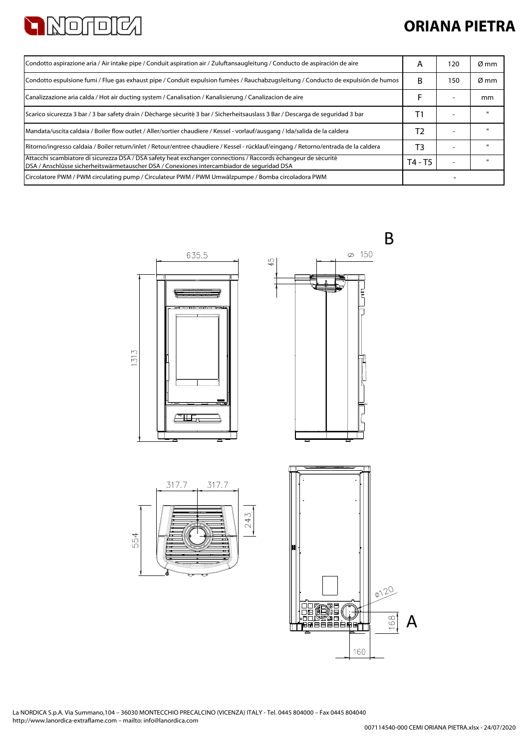# ORIANA PIETRA

| | | | |
|---|---|---|---|
| Condotto aspirazione aria / Air intake pipe / Conduit aspiration air / Zuluftansaugleitung / Conducto de aspiración de aire | A | 120 | Ø mm |
| Condotto espulsione fumi / Flue gas exhaust pipe / Conduit expulsion fumées / Rauchabzugsleitung / Conducto de expulsión de humos | B | 150 | Ø mm |
| Canalizzazione aria calda / Hot air ducting system / Canalisation / Kanalisierung / Canalizacion de aire | F | - | mm |
| Scarico sicurezza 3 bar / 3 bar safety drain / Décharge sécurité 3 bar / Sicherheitsauslass 3 Bar / Descarga de seguridad 3 bar | T1 | - | " |
| Mandata/uscita caldaia / Boiler flow outlet / Aller/sortier chaudiere / Kessel - vorlauf/ausgang / Ida/salida de la caldera | T2 | - | " |
| Ritorno/ingresso caldaia / Boiler return/inlet / Retour/entree chaudiere / Kessel - rücklauf/eingang / Retorno/entrada de la caldera | T3 | - | " |
| Attacchi scambiatore di sicurezza DSA / DSA safety heat exchanger connections / Raccords échangeur de sécurité DSA / Anschlüsse sicherheitswärmetauscher DSA / Conexiones intercambiador de seguridad DSA | T4 - T5 | - | " |
| Circolatore PWM / PWM circulating pump / Circulateur PWM / PWM Umwälzpumpe / Bomba circoladora PWM | - | | |

B

635.5

45

⌀ 150

1313

317.7 317.7

554

243

⌀120

168

A

160

La NORDICA S.p.A. Via Summano,104 – 36030 MONTECCHIO PRECALCINO (VICENZA) ITALY - Tel. 0445 804000 – Fax 0445 804040
http://www.lanordica-extraflame.com – mailto: info@lanordica.com

007114540-000 CEMI ORIANA PIETRA.xlsx - 24/07/2020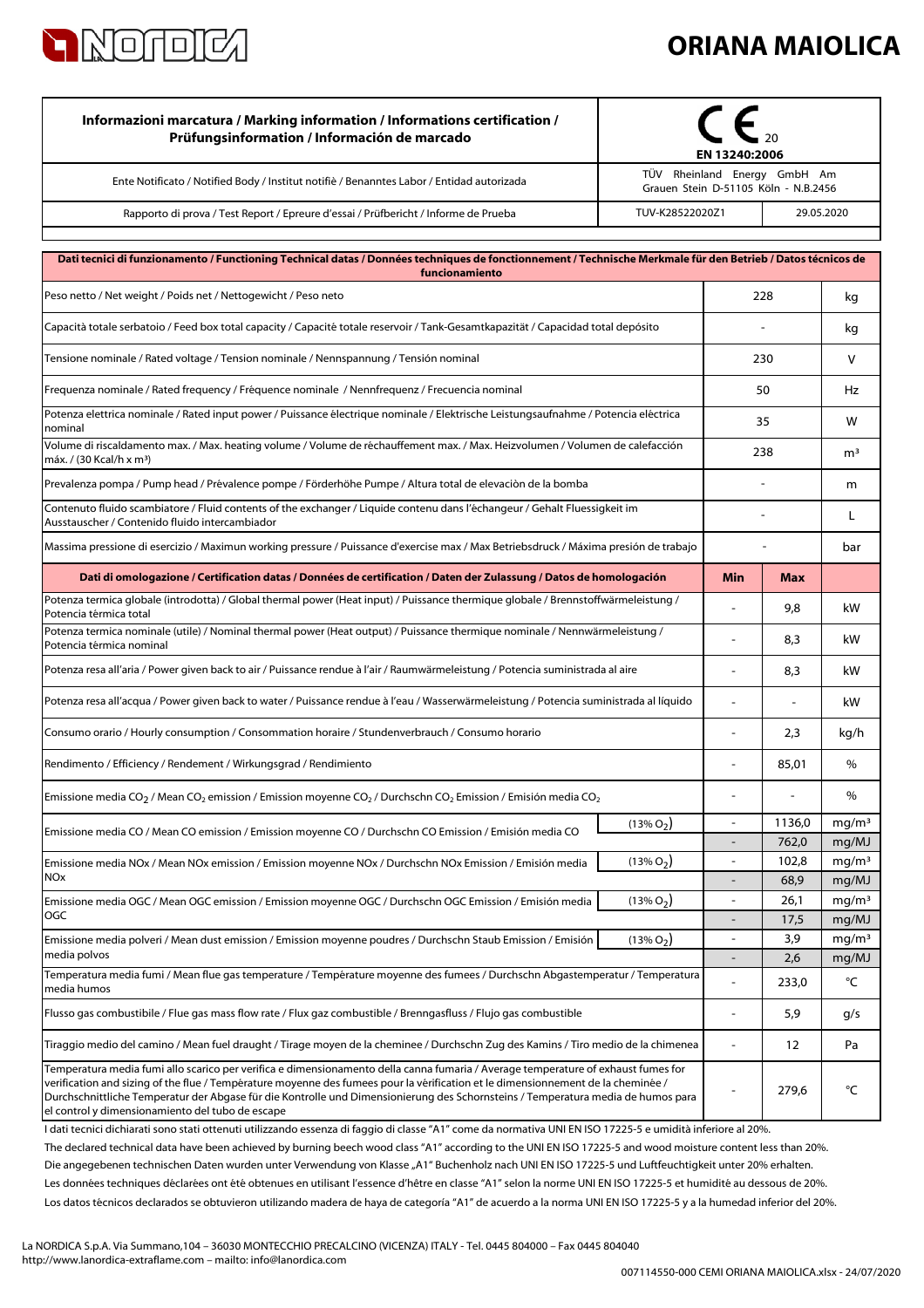# ORIANA MAIOLICA

| Informazioni marcatura / Marking information / Informations certification / Prüfungsinformation / Información de marcado | CE 20 EN 13240:2006 | |
|---|---|---|
| Ente Notificato / Notified Body / Institut notifiè / Benanntes Labor / Entidad autorizada | TÜV Rheinland Energy GmbH Am Grauen Stein D-51105 Köln - N.B.2456 | |
| Rapporto di prova / Test Report / Epreure d'essai / Prüfbericht / Informe de Prueba | TUV-K28522020Z1 | 29.05.2020 |

| Dati tecnici di funzionamento / Functioning Technical datas / Données techniques de fonctionnement / Technische Merkmale für den Betrieb / Datos técnicos de funcionamiento | | | |
|---|---|---|---|
| Peso netto / Net weight / Poids net / Nettogewicht / Peso neto | 228 | | kg |
| Capacità totale serbatoio / Feed box total capacity / Capacité totale reservoir / Tank-Gesamtkapazität / Capacidad total depósito | - | | kg |
| Tensione nominale / Rated voltage / Tension nominale / Nennspannung / Tensión nominal | 230 | | V |
| Frequenza nominale / Rated frequency / Fréquence nominale / Nennfrequenz / Frecuencia nominal | 50 | | Hz |
| Potenza elettrica nominale / Rated input power / Puissance électrique nominale / Elektrische Leistungsaufnahme / Potencia eléctrica nominal | 35 | | W |
| Volume di riscaldamento max. / Max. heating volume / Volume de réchauffement max. / Max. Heizvolumen / Volumen de calefacción máx. / (30 Kcal/h x m³) | 238 | | m³ |
| Prevalenza pompa / Pump head / Prévalence pompe / Förderhöhe Pumpe / Altura total de elevaciòn de la bomba | - | | m |
| Contenuto fluido scambiatore / Fluid contents of the exchanger / Liquide contenu dans l'échangeur / Gehalt Fluessigkeit im Ausstauscher / Contenido fluido intercambiador | - | | L |
| Massima pressione di esercizio / Maximun working pressure / Puissance d'exercise max / Max Betriebsdruck / Máxima presión de trabajo | - | | bar |
| **Dati di omologazione / Certification datas / Données de certification / Daten der Zulassung / Datos de homologación** | **Min** | **Max** | |
| Potenza termica globale (introdotta) / Global thermal power (Heat input) / Puissance thermique globale / Brennstoffwärmeleistung / Potencia térmica total | - | 9,8 | kW |
| Potenza termica nominale (utile) / Nominal thermal power (Heat output) / Puissance thermique nominale / Nennwärmeleistung / Potencia térmica nominal | - | 8,3 | kW |
| Potenza resa all'aria / Power given back to air / Puissance rendue à l'air / Raumwärmeleistung / Potencia suministrada al aire | - | 8,3 | kW |
| Potenza resa all'acqua / Power given back to water / Puissance rendue à l'eau / Wasserwärmeleistung / Potencia suministrada al líquido | - | - | kW |
| Consumo orario / Hourly consumption / Consommation horaire / Stundenverbrauch / Consumo horario | - | 2,3 | kg/h |
| Rendimento / Efficiency / Rendement / Wirkungsgrad / Rendimiento | - | 85,01 | % |
| Emissione media $CO_2$ / Mean $CO_2$ emission / Emission moyenne $CO_2$ / Durchschn $CO_2$ Emission / Emisión media $CO_2$ | - | - | % |
| Emissione media CO / Mean CO emission / Emission moyenne CO / Durchschn CO Emission / Emisión media CO (13% $O_2$) | - | 1136,0 | mg/m³ |
| | - | 762,0 | mg/MJ |
| Emissione media NOx / Mean NOx emission / Emission moyenne NOx / Durchschn NOx Emission / Emisión media NOx (13% $O_2$) | - | 102,8 | mg/m³ |
| | - | 68,9 | mg/MJ |
| Emissione media OGC / Mean OGC emission / Emission moyenne OGC / Durchschn OGC Emission / Emisión media OGC (13% $O_2$) | - | 26,1 | mg/m³ |
| | - | 17,5 | mg/MJ |
| Emissione media polveri / Mean dust emission / Emission moyenne poudres / Durchschn Staub Emission / Emisión media polvos (13% $O_2$) | - | 3,9 | mg/m³ |
| | - | 2,6 | mg/MJ |
| Temperatura media fumi / Mean flue gas temperature / Température moyenne des fumees / Durchschn Abgastemperatur / Temperatura media humos | - | 233,0 | °C |
| Flusso gas combustibile / Flue gas mass flow rate / Flux gaz combustible / Brenngasfluss / Flujo gas combustible | - | 5,9 | g/s |
| Tiraggio medio del camino / Mean fuel draught / Tirage moyen de la cheminee / Durchschn Zug des Kamins / Tiro medio de la chimenea | - | 12 | Pa |
| Temperatura media fumi allo scarico per verifica e dimensionamento della canna fumaria / Average temperature of exhaust fumes for verification and sizing of the flue / Température moyenne des fumees pour la vèrification et le dimensionnement de la cheminée / Durchschnittliche Temperatur der Abgase für die Kontrolle und Dimensionierung des Schornsteins / Temperatura media de humos para el control y dimensionamiento del tubo de escape | - | 279,6 | °C |

I dati tecnici dichiarati sono stati ottenuti utilizzando essenza di faggio di classe "A1" come da normativa UNI EN ISO 17225-5 e umidità inferiore al 20%.

The declared technical data have been achieved by burning beech wood class "A1" according to the UNI EN ISO 17225-5 and wood moisture content less than 20%.

Die angegebenen technischen Daten wurden unter Verwendung von Klasse „A1" Buchenholz nach UNI EN ISO 17225-5 und Luftfeuchtigkeit unter 20% erhalten.

Les données techniques déclarées ont été obtenues en utilisant l'essence d'hêtre en classe "A1" selon la norme UNI EN ISO 17225-5 et humidité au dessous de 20%.

Los datos técnicos declarados se obtuvieron utilizando madera de haya de categoría "A1" de acuerdo a la norma UNI EN ISO 17225-5 y a la humedad inferior del 20%.

La NORDICA S.p.A. Via Summano,104 – 36030 MONTECCHIO PRECALCINO (VICENZA) ITALY - Tel. 0445 804000 – Fax 0445 804040
http://www.lanordica-extraflame.com – mailto: info@lanordica.com

007114550-000 CEMI ORIANA MAIOLICA.xlsx - 24/07/2020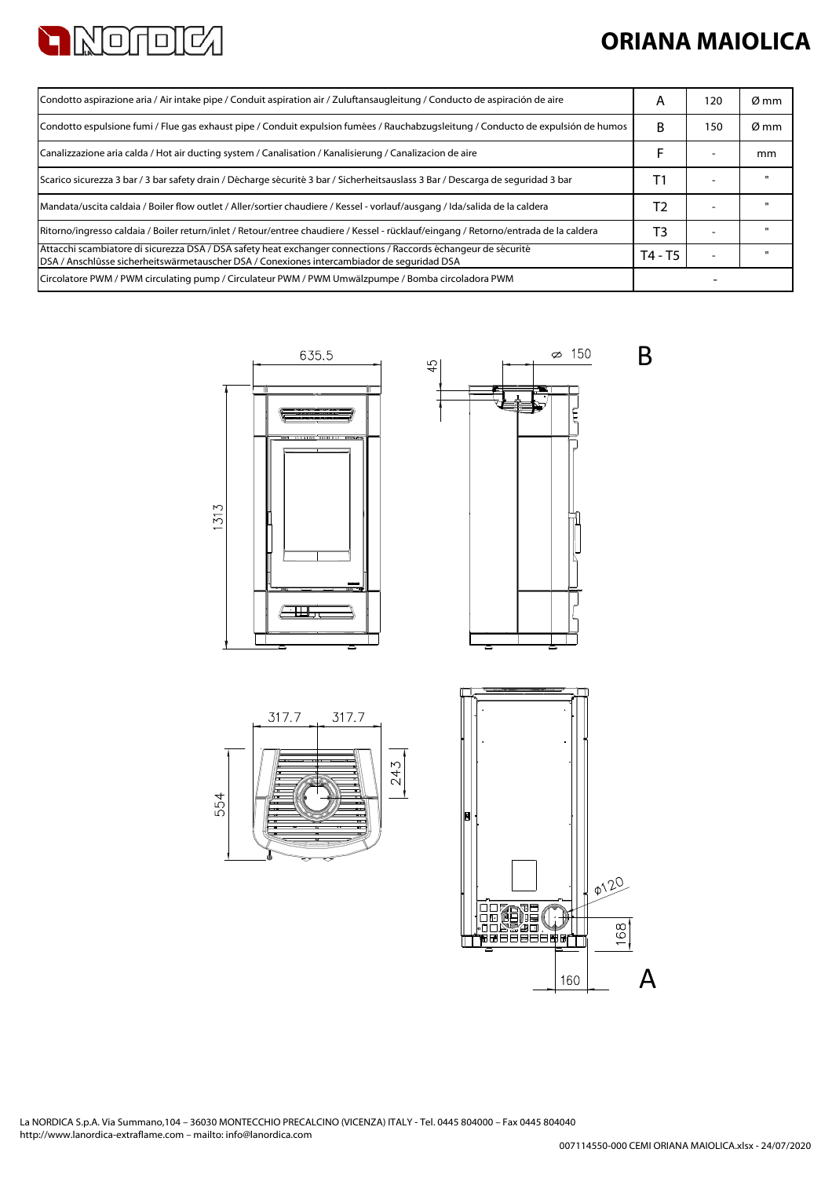# ORIANA MAIOLICA

| | | | |
|---|---|---|---|
| Condotto aspirazione aria / Air intake pipe / Conduit aspiration air / Zuluftansaugleitung / Conducto de aspiración de aire | A | 120 | Ø mm |
| Condotto espulsione fumi / Flue gas exhaust pipe / Conduit expulsion fumées / Rauchabzugsleitung / Conducto de expulsión de humos | B | 150 | Ø mm |
| Canalizzazione aria calda / Hot air ducting system / Canalisation / Kanalisierung / Canalizacion de aire | F | - | mm |
| Scarico sicurezza 3 bar / 3 bar safety drain / Décharge sécurité 3 bar / Sicherheitsauslass 3 Bar / Descarga de seguridad 3 bar | T1 | - | " |
| Mandata/uscita caldaia / Boiler flow outlet / Aller/sortier chaudiere / Kessel - vorlauf/ausgang / Ida/salida de la caldera | T2 | - | " |
| Ritorno/ingresso caldaia / Boiler return/inlet / Retour/entree chaudiere / Kessel - rücklauf/eingang / Retorno/entrada de la caldera | T3 | - | " |
| Attacchi scambiatore di sicurezza DSA / DSA safety heat exchanger connections / Raccords échangeur de sécurité DSA / Anschlûsse sicherheitswärmetauscher DSA / Conexiones intercambiador de seguridad DSA | T4 - T5 | - | " |
| Circolatore PWM / PWM circulating pump / Circulateur PWM / PWM Umwälzpumpe / Bomba circoladora PWM | - | | |

635.5

1313

45

⌀ 150

B

317.7

317.7

554

243

ϕ120

168

160

A

La NORDICA S.p.A. Via Summano,104 – 36030 MONTECCHIO PRECALCINO (VICENZA) ITALY - Tel. 0445 804000 – Fax 0445 804040
http://www.lanordica-extraflame.com – mailto: info@lanordica.com

007114550-000 CEMI ORIANA MAIOLICA.xlsx - 24/07/2020